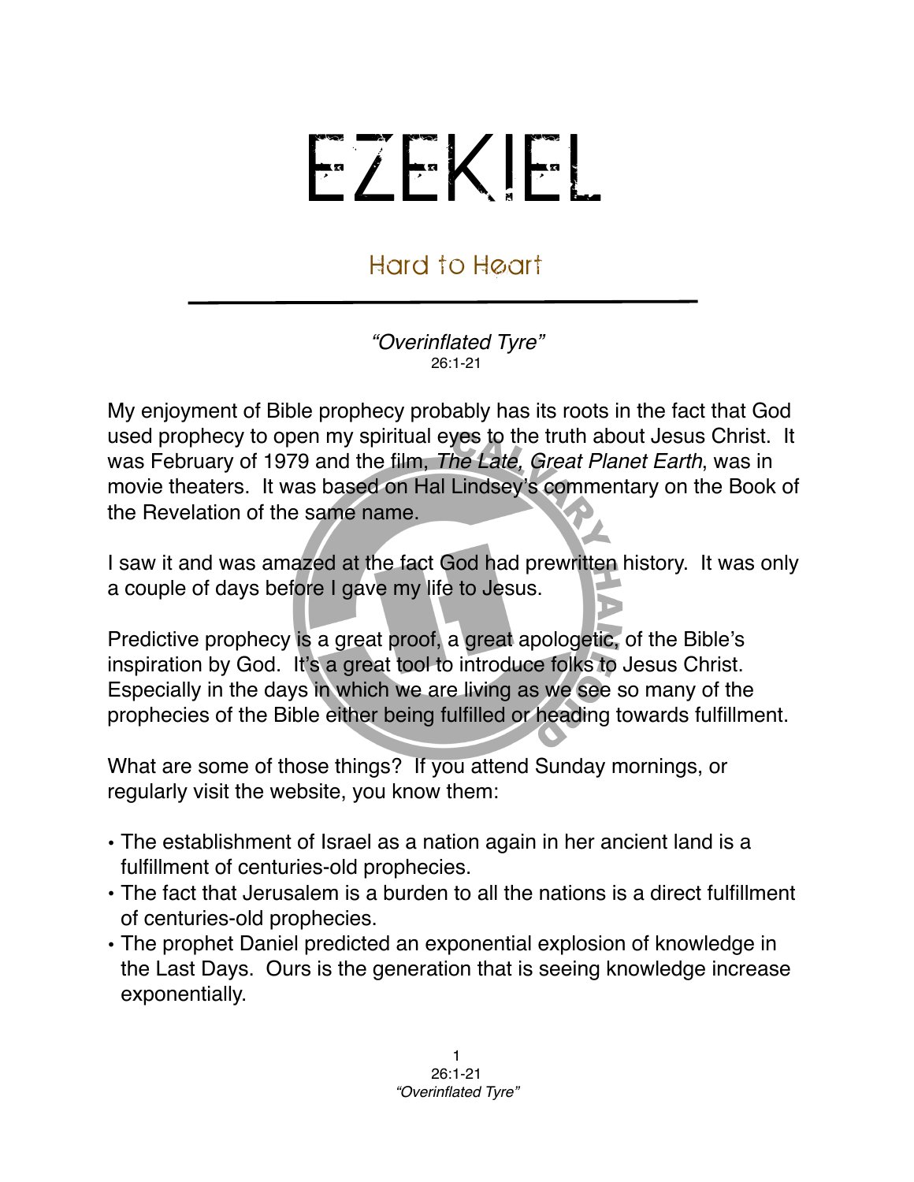# EZEKIEL

## Hard to Heart

*"Overinflated Tyre"*
26:1-21

My enjoyment of Bible prophecy probably has its roots in the fact that God used prophecy to open my spiritual eyes to the truth about Jesus Christ. It was February of 1979 and the film, *The Late, Great Planet Earth*, was in movie theaters. It was based on Hal Lindsey's commentary on the Book of the Revelation of the same name.

I saw it and was amazed at the fact God had prewritten history. It was only a couple of days before I gave my life to Jesus.

Predictive prophecy is a great proof, a great apologetic, of the Bible's inspiration by God. It's a great tool to introduce folks to Jesus Christ. Especially in the days in which we are living as we see so many of the prophecies of the Bible either being fulfilled or heading towards fulfillment.

What are some of those things? If you attend Sunday mornings, or regularly visit the website, you know them:

- The establishment of Israel as a nation again in her ancient land is a fulfillment of centuries-old prophecies.
- The fact that Jerusalem is a burden to all the nations is a direct fulfillment of centuries-old prophecies.
- The prophet Daniel predicted an exponential explosion of knowledge in the Last Days. Ours is the generation that is seeing knowledge increase exponentially.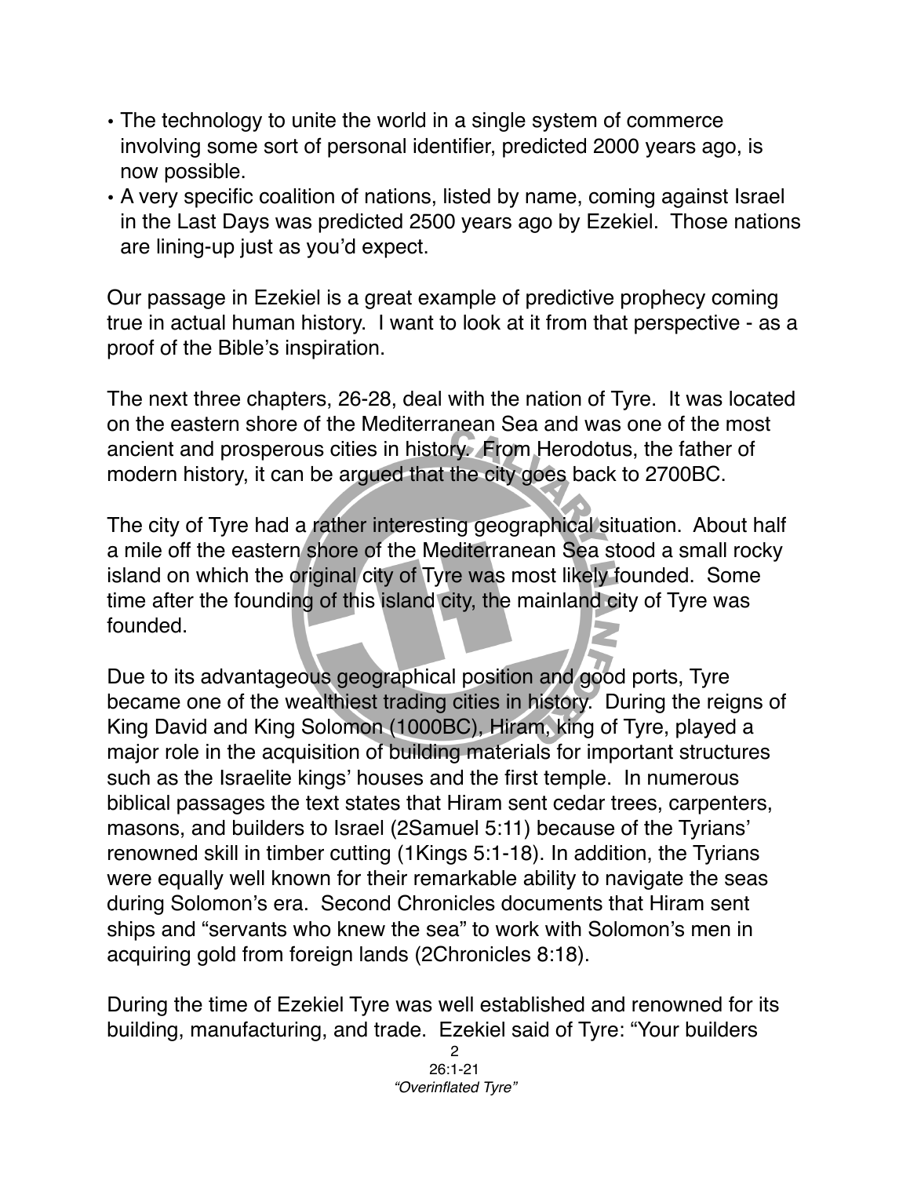- The technology to unite the world in a single system of commerce involving some sort of personal identifier, predicted 2000 years ago, is now possible.
- A very specific coalition of nations, listed by name, coming against Israel in the Last Days was predicted 2500 years ago by Ezekiel. Those nations are lining-up just as you'd expect.

Our passage in Ezekiel is a great example of predictive prophecy coming true in actual human history. I want to look at it from that perspective - as a proof of the Bible's inspiration.

The next three chapters, 26-28, deal with the nation of Tyre. It was located on the eastern shore of the Mediterranean Sea and was one of the most ancient and prosperous cities in history. From Herodotus, the father of modern history, it can be argued that the city goes back to 2700BC.

The city of Tyre had a rather interesting geographical situation. About half a mile off the eastern shore of the Mediterranean Sea stood a small rocky island on which the original city of Tyre was most likely founded. Some time after the founding of this island city, the mainland city of Tyre was founded.

Due to its advantageous geographical position and good ports, Tyre became one of the wealthiest trading cities in history. During the reigns of King David and King Solomon (1000BC), Hiram, king of Tyre, played a major role in the acquisition of building materials for important structures such as the Israelite kings' houses and the first temple. In numerous biblical passages the text states that Hiram sent cedar trees, carpenters, masons, and builders to Israel (2Samuel 5:11) because of the Tyrians' renowned skill in timber cutting (1Kings 5:1-18). In addition, the Tyrians were equally well known for their remarkable ability to navigate the seas during Solomon's era. Second Chronicles documents that Hiram sent ships and "servants who knew the sea" to work with Solomon's men in acquiring gold from foreign lands (2Chronicles 8:18).

During the time of Ezekiel Tyre was well established and renowned for its building, manufacturing, and trade. Ezekiel said of Tyre: "Your builders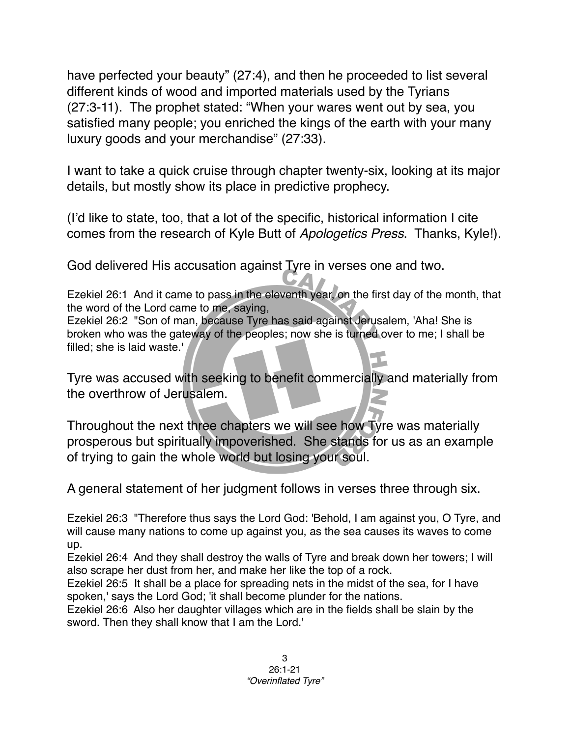have perfected your beauty” (27:4), and then he proceeded to list several different kinds of wood and imported materials used by the Tyrians (27:3-11). The prophet stated: “When your wares went out by sea, you satisfied many people; you enriched the kings of the earth with your many luxury goods and your merchandise” (27:33).

I want to take a quick cruise through chapter twenty-six, looking at its major details, but mostly show its place in predictive prophecy.

(I’d like to state, too, that a lot of the specific, historical information I cite comes from the research of Kyle Butt of *Apologetics Press*. Thanks, Kyle!).

God delivered His accusation against Tyre in verses one and two.

Ezekiel 26:1 And it came to pass in the eleventh year, on the first day of the month, that the word of the Lord came to me, saying,
Ezekiel 26:2 "Son of man, because Tyre has said against Jerusalem, 'Aha! She is broken who was the gateway of the peoples; now she is turned over to me; I shall be filled; she is laid waste.'

Tyre was accused with seeking to benefit commercially and materially from the overthrow of Jerusalem.

Throughout the next three chapters we will see how Tyre was materially prosperous but spiritually impoverished. She stands for us as an example of trying to gain the whole world but losing your soul.

A general statement of her judgment follows in verses three through six.

Ezekiel 26:3 "Therefore thus says the Lord God: 'Behold, I am against you, O Tyre, and will cause many nations to come up against you, as the sea causes its waves to come up.
Ezekiel 26:4 And they shall destroy the walls of Tyre and break down her towers; I will also scrape her dust from her, and make her like the top of a rock.
Ezekiel 26:5 It shall be a place for spreading nets in the midst of the sea, for I have spoken,' says the Lord God; 'it shall become plunder for the nations.
Ezekiel 26:6 Also her daughter villages which are in the fields shall be slain by the sword. Then they shall know that I am the Lord.'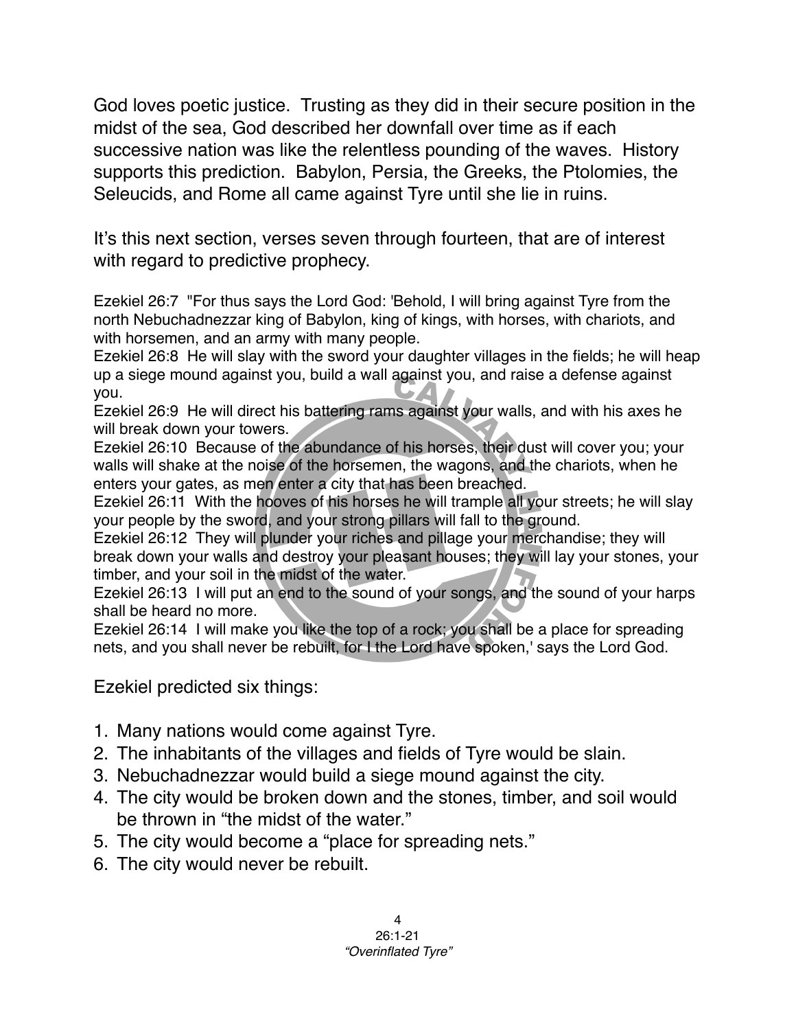God loves poetic justice. Trusting as they did in their secure position in the midst of the sea, God described her downfall over time as if each successive nation was like the relentless pounding of the waves. History supports this prediction. Babylon, Persia, the Greeks, the Ptolomies, the Seleucids, and Rome all came against Tyre until she lie in ruins.

It's this next section, verses seven through fourteen, that are of interest with regard to predictive prophecy.

Ezekiel 26:7 "For thus says the Lord God: 'Behold, I will bring against Tyre from the north Nebuchadnezzar king of Babylon, king of kings, with horses, with chariots, and with horsemen, and an army with many people.
Ezekiel 26:8 He will slay with the sword your daughter villages in the fields; he will heap up a siege mound against you, build a wall against you, and raise a defense against you.
Ezekiel 26:9 He will direct his battering rams against your walls, and with his axes he will break down your towers.
Ezekiel 26:10 Because of the abundance of his horses, their dust will cover you; your walls will shake at the noise of the horsemen, the wagons, and the chariots, when he enters your gates, as men enter a city that has been breached.
Ezekiel 26:11 With the hooves of his horses he will trample all your streets; he will slay your people by the sword, and your strong pillars will fall to the ground.
Ezekiel 26:12 They will plunder your riches and pillage your merchandise; they will break down your walls and destroy your pleasant houses; they will lay your stones, your timber, and your soil in the midst of the water.
Ezekiel 26:13 I will put an end to the sound of your songs, and the sound of your harps shall be heard no more.
Ezekiel 26:14 I will make you like the top of a rock; you shall be a place for spreading nets, and you shall never be rebuilt, for I the Lord have spoken,' says the Lord God.

Ezekiel predicted six things:

1. Many nations would come against Tyre.
2. The inhabitants of the villages and fields of Tyre would be slain.
3. Nebuchadnezzar would build a siege mound against the city.
4. The city would be broken down and the stones, timber, and soil would be thrown in "the midst of the water."
5. The city would become a "place for spreading nets."
6. The city would never be rebuilt.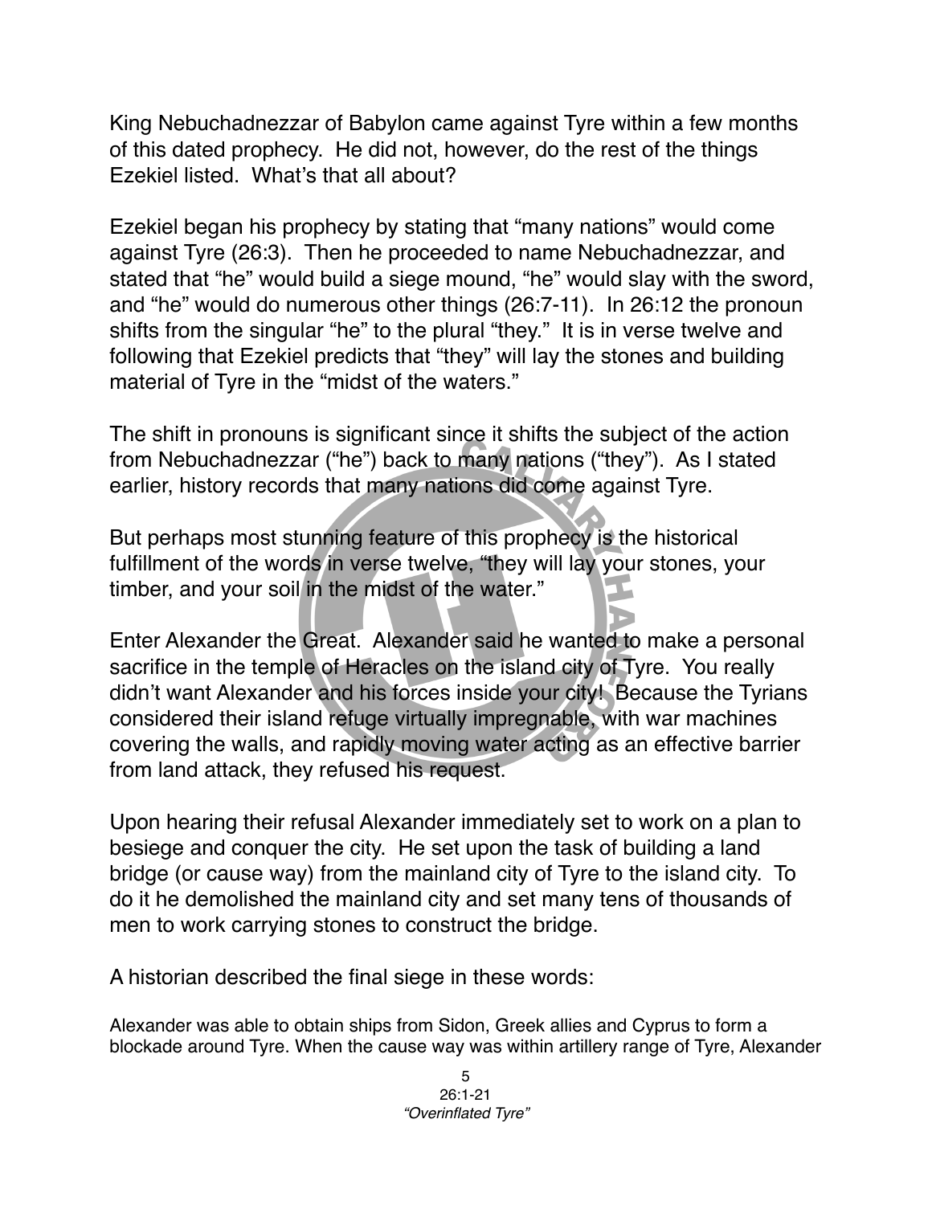King Nebuchadnezzar of Babylon came against Tyre within a few months of this dated prophecy. He did not, however, do the rest of the things Ezekiel listed. What's that all about?

Ezekiel began his prophecy by stating that "many nations" would come against Tyre (26:3). Then he proceeded to name Nebuchadnezzar, and stated that "he" would build a siege mound, "he" would slay with the sword, and "he" would do numerous other things (26:7-11). In 26:12 the pronoun shifts from the singular "he" to the plural "they." It is in verse twelve and following that Ezekiel predicts that "they" will lay the stones and building material of Tyre in the "midst of the waters."

The shift in pronouns is significant since it shifts the subject of the action from Nebuchadnezzar ("he") back to many nations ("they"). As I stated earlier, history records that many nations did come against Tyre.

But perhaps most stunning feature of this prophecy is the historical fulfillment of the words in verse twelve, "they will lay your stones, your timber, and your soil in the midst of the water."

Enter Alexander the Great. Alexander said he wanted to make a personal sacrifice in the temple of Heracles on the island city of Tyre. You really didn't want Alexander and his forces inside your city! Because the Tyrians considered their island refuge virtually impregnable, with war machines covering the walls, and rapidly moving water acting as an effective barrier from land attack, they refused his request.

Upon hearing their refusal Alexander immediately set to work on a plan to besiege and conquer the city. He set upon the task of building a land bridge (or cause way) from the mainland city of Tyre to the island city. To do it he demolished the mainland city and set many tens of thousands of men to work carrying stones to construct the bridge.

A historian described the final siege in these words:

Alexander was able to obtain ships from Sidon, Greek allies and Cyprus to form a blockade around Tyre. When the cause way was within artillery range of Tyre, Alexander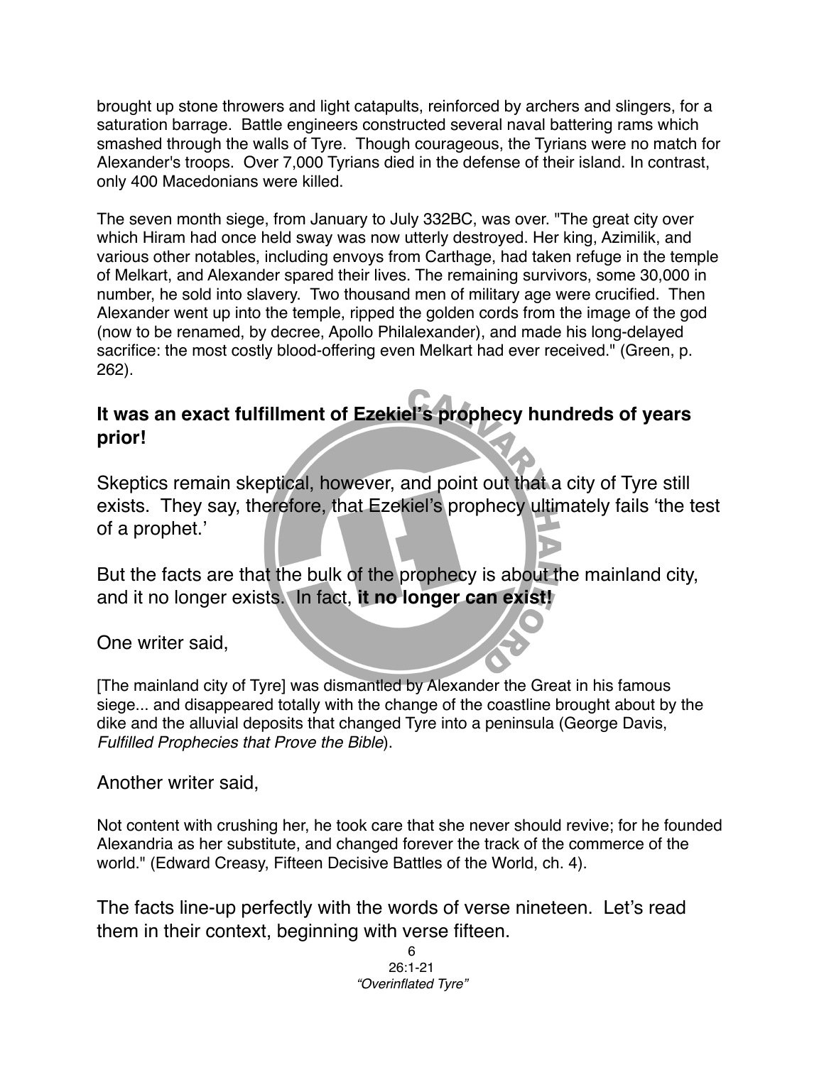brought up stone throwers and light catapults, reinforced by archers and slingers, for a saturation barrage. Battle engineers constructed several naval battering rams which smashed through the walls of Tyre. Though courageous, the Tyrians were no match for Alexander's troops. Over 7,000 Tyrians died in the defense of their island. In contrast, only 400 Macedonians were killed.

The seven month siege, from January to July 332BC, was over. "The great city over which Hiram had once held sway was now utterly destroyed. Her king, Azimilik, and various other notables, including envoys from Carthage, had taken refuge in the temple of Melkart, and Alexander spared their lives. The remaining survivors, some 30,000 in number, he sold into slavery. Two thousand men of military age were crucified. Then Alexander went up into the temple, ripped the golden cords from the image of the god (now to be renamed, by decree, Apollo Philalexander), and made his long-delayed sacrifice: the most costly blood-offering even Melkart had ever received." (Green, p. 262).

**It was an exact fulfillment of Ezekiel's prophecy hundreds of years prior!**

Skeptics remain skeptical, however, and point out that a city of Tyre still exists. They say, therefore, that Ezekiel's prophecy ultimately fails 'the test of a prophet.'

But the facts are that the bulk of the prophecy is about the mainland city, and it no longer exists. In fact, **it no longer can exist!**

One writer said,

[The mainland city of Tyre] was dismantled by Alexander the Great in his famous siege... and disappeared totally with the change of the coastline brought about by the dike and the alluvial deposits that changed Tyre into a peninsula (George Davis, *Fulfilled Prophecies that Prove the Bible*).

Another writer said,

Not content with crushing her, he took care that she never should revive; for he founded Alexandria as her substitute, and changed forever the track of the commerce of the world." (Edward Creasy, Fifteen Decisive Battles of the World, ch. 4).

The facts line-up perfectly with the words of verse nineteen. Let's read them in their context, beginning with verse fifteen.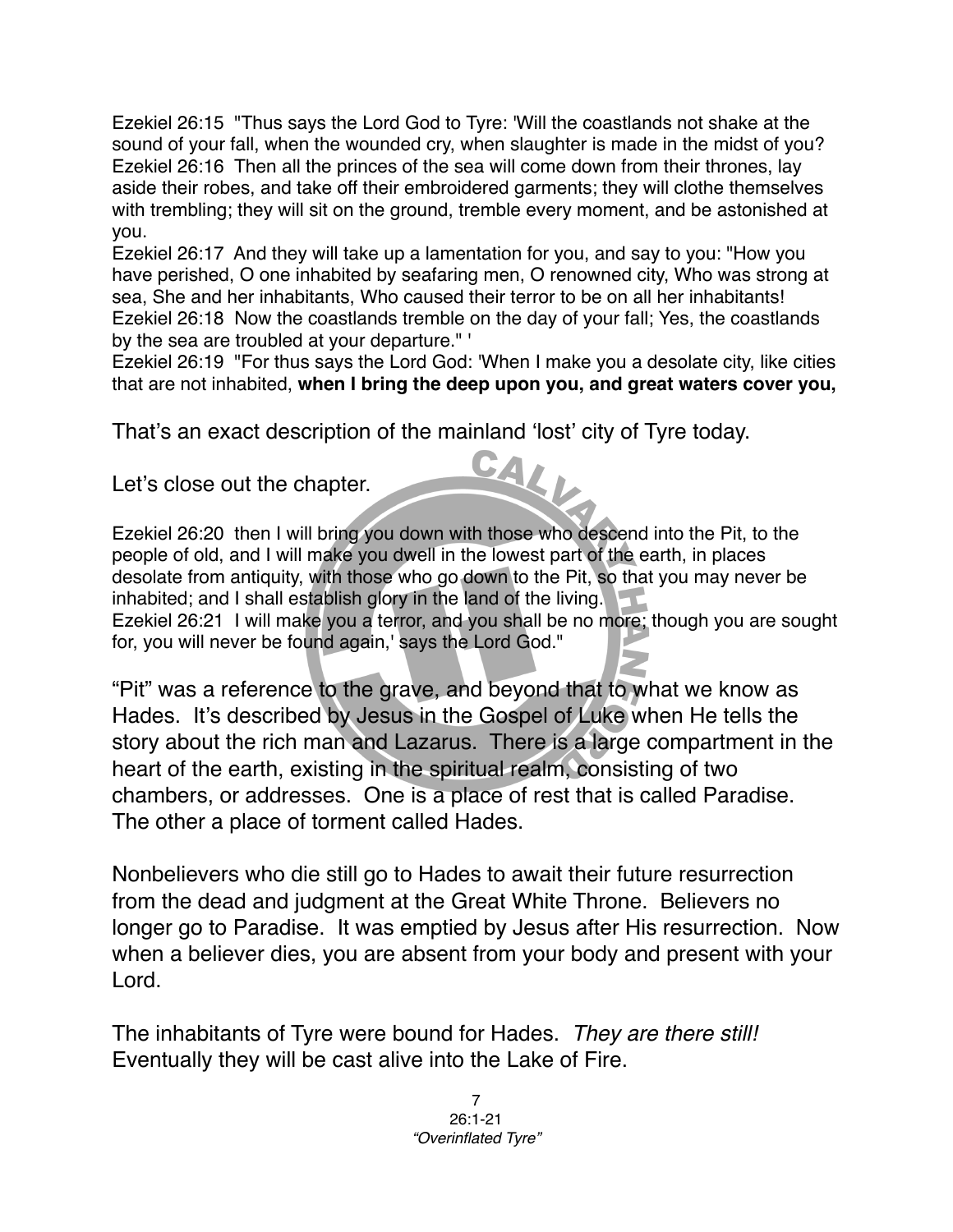Ezekiel 26:15 "Thus says the Lord God to Tyre: 'Will the coastlands not shake at the sound of your fall, when the wounded cry, when slaughter is made in the midst of you?
Ezekiel 26:16 Then all the princes of the sea will come down from their thrones, lay aside their robes, and take off their embroidered garments; they will clothe themselves with trembling; they will sit on the ground, tremble every moment, and be astonished at you.
Ezekiel 26:17 And they will take up a lamentation for you, and say to you: "How you have perished, O one inhabited by seafaring men, O renowned city, Who was strong at sea, She and her inhabitants, Who caused their terror to be on all her inhabitants!
Ezekiel 26:18 Now the coastlands tremble on the day of your fall; Yes, the coastlands by the sea are troubled at your departure." '
Ezekiel 26:19 "For thus says the Lord God: 'When I make you a desolate city, like cities that are not inhabited, **when I bring the deep upon you, and great waters cover you,**

That's an exact description of the mainland 'lost' city of Tyre today.

Let's close out the chapter.

Ezekiel 26:20 then I will bring you down with those who descend into the Pit, to the people of old, and I will make you dwell in the lowest part of the earth, in places desolate from antiquity, with those who go down to the Pit, so that you may never be inhabited; and I shall establish glory in the land of the living.
Ezekiel 26:21 I will make you a terror, and you shall be no more; though you are sought for, you will never be found again,' says the Lord God."

"Pit" was a reference to the grave, and beyond that to what we know as Hades. It's described by Jesus in the Gospel of Luke when He tells the story about the rich man and Lazarus. There is a large compartment in the heart of the earth, existing in the spiritual realm, consisting of two chambers, or addresses. One is a place of rest that is called Paradise. The other a place of torment called Hades.

Nonbelievers who die still go to Hades to await their future resurrection from the dead and judgment at the Great White Throne. Believers no longer go to Paradise. It was emptied by Jesus after His resurrection. Now when a believer dies, you are absent from your body and present with your Lord.

The inhabitants of Tyre were bound for Hades. *They are there still!* Eventually they will be cast alive into the Lake of Fire.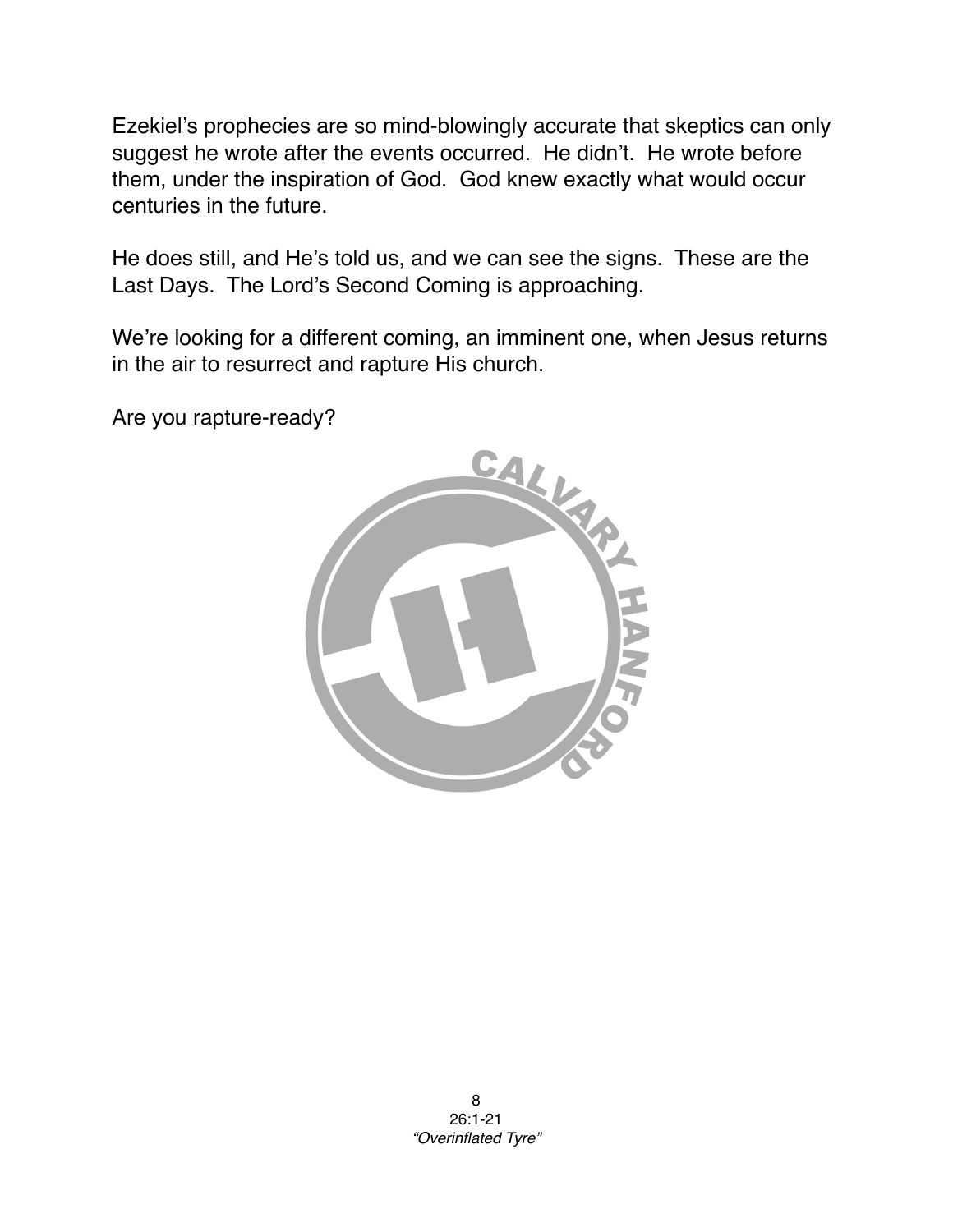Ezekiel's prophecies are so mind-blowingly accurate that skeptics can only suggest he wrote after the events occurred. He didn't. He wrote before them, under the inspiration of God. God knew exactly what would occur centuries in the future.

He does still, and He's told us, and we can see the signs. These are the Last Days. The Lord's Second Coming is approaching.

We're looking for a different coming, an imminent one, when Jesus returns in the air to resurrect and rapture His church.

Are you rapture-ready?